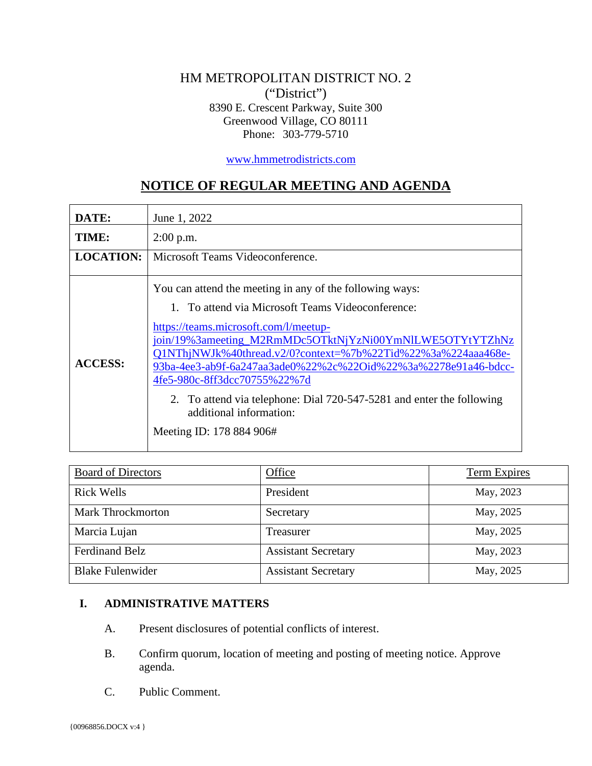# HM METROPOLITAN DISTRICT NO. 2
("District")
8390 E. Crescent Parkway, Suite 300
Greenwood Village, CO 80111
Phone: 303-779-5710

www.hmmetrodistricts.com

## NOTICE OF REGULAR MEETING AND AGENDA

| | |
|---|---|
| **DATE:** | June 1, 2022 |
| **TIME:** | 2:00 p.m. |
| **LOCATION:** | Microsoft Teams Videoconference. |
| **ACCESS:** | You can attend the meeting in any of the following ways:<br>1. To attend via Microsoft Teams Videoconference:<br>https://teams.microsoft.com/l/meetup-join/19%3ameeting_M2RmMDc5OTktNjYzNi00YmNlLWE5OTYtYTZhNzQ1NThjNWJk%40thread.v2/0?context=%7b%22Tid%22%3a%224aaa468e-93ba-4ee3-ab9f-6a247aa3ade0%22%2c%22Oid%22%3a%2278e91a46-bdcc-4fe5-980c-8ff3dcc70755%22%7d<br>2. To attend via telephone: Dial 720-547-5281 and enter the following additional information:<br>Meeting ID: 178 884 906# |

| Board of Directors | Office | Term Expires |
|---|---|---|
| Rick Wells | President | May, 2023 |
| Mark Throckmorton | Secretary | May, 2025 |
| Marcia Lujan | Treasurer | May, 2025 |
| Ferdinand Belz | Assistant Secretary | May, 2023 |
| Blake Fulenwider | Assistant Secretary | May, 2025 |

**I. ADMINISTRATIVE MATTERS**

A. Present disclosures of potential conflicts of interest.

B. Confirm quorum, location of meeting and posting of meeting notice. Approve agenda.

C. Public Comment.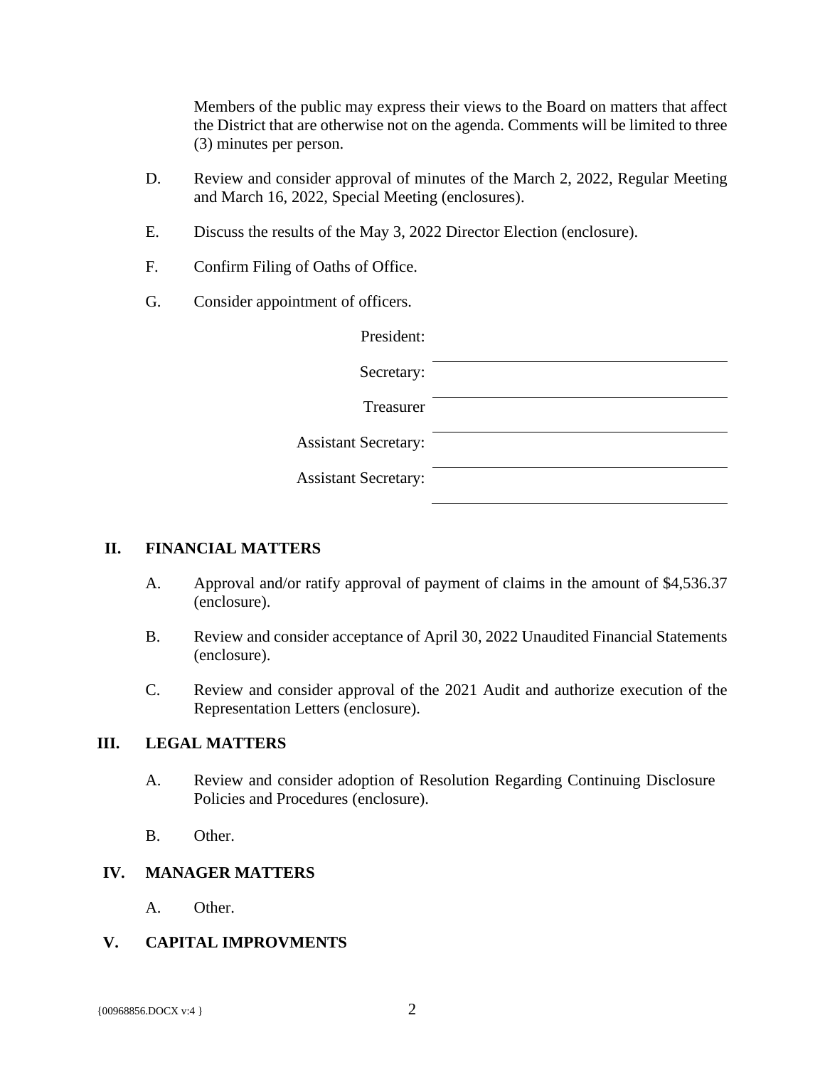Members of the public may express their views to the Board on matters that affect the District that are otherwise not on the agenda. Comments will be limited to three (3) minutes per person.

D. Review and consider approval of minutes of the March 2, 2022, Regular Meeting and March 16, 2022, Special Meeting (enclosures).

E. Discuss the results of the May 3, 2022 Director Election (enclosure).

F. Confirm Filing of Oaths of Office.

G. Consider appointment of officers.

President: ______________________________

Secretary: ______________________________

Treasurer ______________________________

Assistant Secretary: ______________________________

Assistant Secretary: ______________________________

## II. FINANCIAL MATTERS

A. Approval and/or ratify approval of payment of claims in the amount of $4,536.37 (enclosure).

B. Review and consider acceptance of April 30, 2022 Unaudited Financial Statements (enclosure).

C. Review and consider approval of the 2021 Audit and authorize execution of the Representation Letters (enclosure).

## III. LEGAL MATTERS

A. Review and consider adoption of Resolution Regarding Continuing Disclosure Policies and Procedures (enclosure).

B. Other.

## IV. MANAGER MATTERS

A. Other.

## V. CAPITAL IMPROVMENTS

{00968856.DOCX v:4 }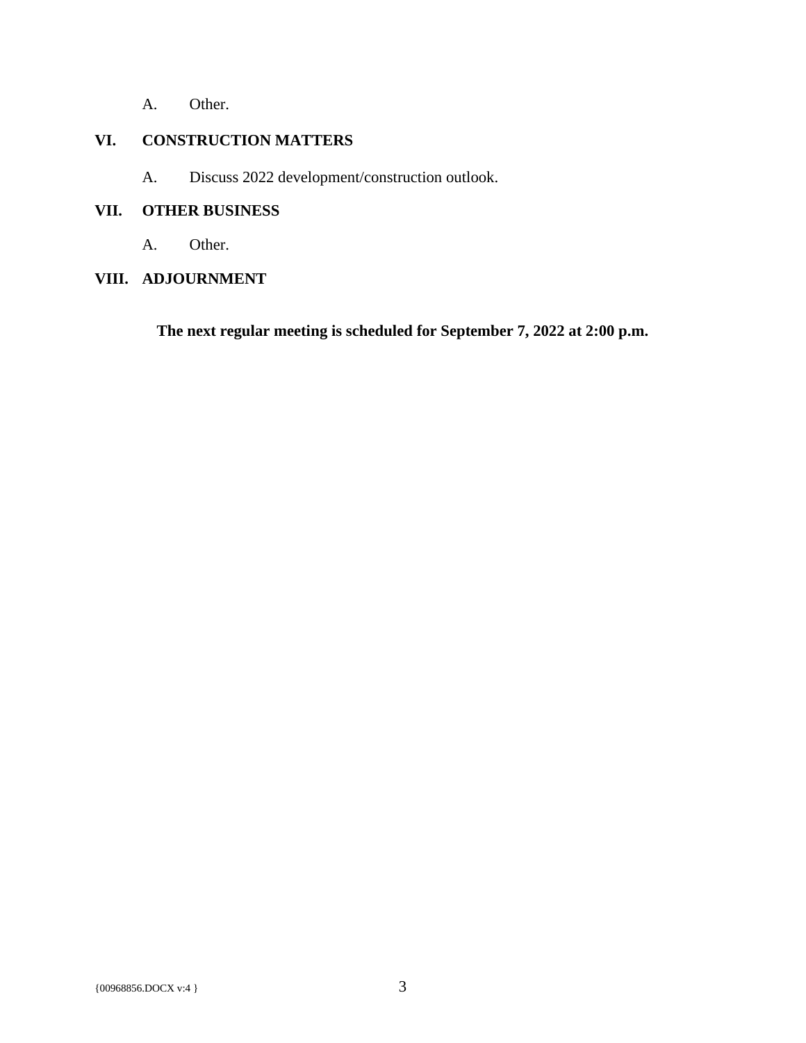A. Other.

## VI. CONSTRUCTION MATTERS

A. Discuss 2022 development/construction outlook.

## VII. OTHER BUSINESS

A. Other.

## VIII. ADJOURNMENT

**The next regular meeting is scheduled for September 7, 2022 at 2:00 p.m.**